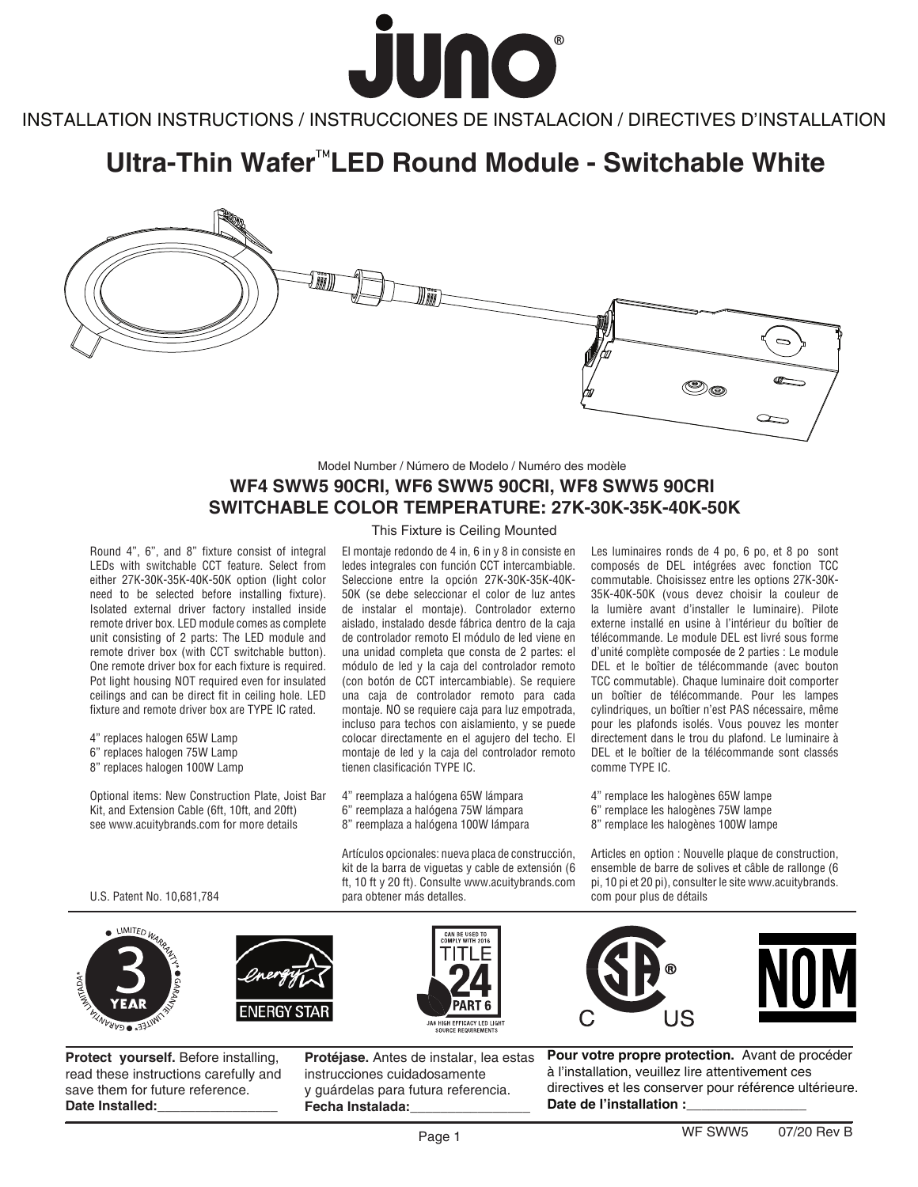# juno

INSTALLATION INSTRUCTIONS / INSTRUCCIONES DE INSTALACION / DIRECTIVES D'INSTALLATION

## Ultra-Thin Wafer™ LED Round Module - Switchable White

Model Number / Número de Modelo / Numéro des modèle

### WF4 SWW5 90CRI, WF6 SWW5 90CRI, WF8 SWW5 90CRI
### SWITCHABLE COLOR TEMPERATURE: 27K-30K-35K-40K-50K

This Fixture is Ceiling Mounted

Round 4", 6", and 8" fixture consist of integral LEDs with switchable CCT feature. Select from either 27K-30K-35K-40K-50K option (light color need to be selected before installing fixture). Isolated external driver factory installed inside remote driver box. LED module comes as complete unit consisting of 2 parts: The LED module and remote driver box (with CCT switchable button). One remote driver box for each fixture is required. Pot light housing NOT required even for insulated ceilings and can be direct fit in ceiling hole. LED fixture and remote driver box are TYPE IC rated.

4" replaces halogen 65W Lamp
6" replaces halogen 75W Lamp
8" replaces halogen 100W Lamp

Optional items: New Construction Plate, Joist Bar Kit, and Extension Cable (6ft, 10ft, and 20ft) see www.acuitybrands.com for more details

U.S. Patent No. 10,681,784

El montaje redondo de 4 in, 6 in y 8 in consiste en ledes integrales con función CCT intercambiable. Seleccione entre la opción 27K-30K-35K-40K-50K (se debe seleccionar el color de luz antes de instalar el montaje). Controlador externo aislado, instalado desde fábrica dentro de la caja de controlador remoto El módulo de led viene en una unidad completa que consta de 2 partes: el módulo de led y la caja del controlador remoto (con botón de CCT intercambiable). Se requiere una caja de controlador remoto para cada montaje. NO se requiere caja para luz empotrada, incluso para techos con aislamiento, y se puede colocar directamente en el agujero del techo. El montaje de led y la caja del controlador remoto tienen clasificación TYPE IC.

4" reemplaza a halógena 65W lámpara
6" reemplaza a halógena 75W lámpara
8" reemplaza a halógena 100W lámpara

Artículos opcionales: nueva placa de construcción, kit de la barra de viguetas y cable de extensión (6 ft, 10 ft y 20 ft). Consulte www.acuitybrands.com para obtener más detalles.

Les luminaires ronds de 4 po, 6 po, et 8 po sont composés de DEL intégrées avec fonction TCC commutable. Choisissez entre les options 27K-30K-35K-40K-50K (vous devez choisir la couleur de la lumière avant d'installer le luminaire). Pilote externe installé en usine à l'intérieur du boîtier de télécommande. Le module DEL est livré sous forme d'unité complète composée de 2 parties : Le module DEL et le boîtier de télécommande (avec bouton TCC commutable). Chaque luminaire doit comporter un boîtier de télécommande. Pour les lampes cylindriques, un boîtier n'est PAS nécessaire, même pour les plafonds isolés. Vous pouvez les monter directement dans le trou du plafond. Le luminaire à DEL et le boîtier de la télécommande sont classés comme TYPE IC.

4" remplace les halogènes 65W lampe
6" remplace les halogènes 75W lampe
8" remplace les halogènes 100W lampe

Articles en option : Nouvelle plaque de construction, ensemble de barre de solives et câble de rallonge (6 pi, 10 pi et 20 pi), consulter le site www.acuitybrands.com pour plus de détails

3 YEAR LIMITED WARRANTY • GARANTIE LIMITÉE • GARANTÍA LIMITADA

ENERGY STAR

CAN BE USED TO COMPLY WITH 2016 TITLE 24 PART 6 JA8 HIGH EFFICACY LED LIGHT SOURCE REQUIREMENTS

C US

NOM

**Protect yourself.** Before installing, read these instructions carefully and save them for future reference.
**Date Installed:**________________

**Protéjase.** Antes de instalar, lea estas instrucciones cuidadosamente y guárdelas para futura referencia.
**Fecha Instalada:**________________

**Pour votre propre protection.** Avant de procéder à l'installation, veuillez lire attentivement ces directives et les conserver pour référence ultérieure.
**Date de l'installation :**________________

WF SWW5 07/20 Rev B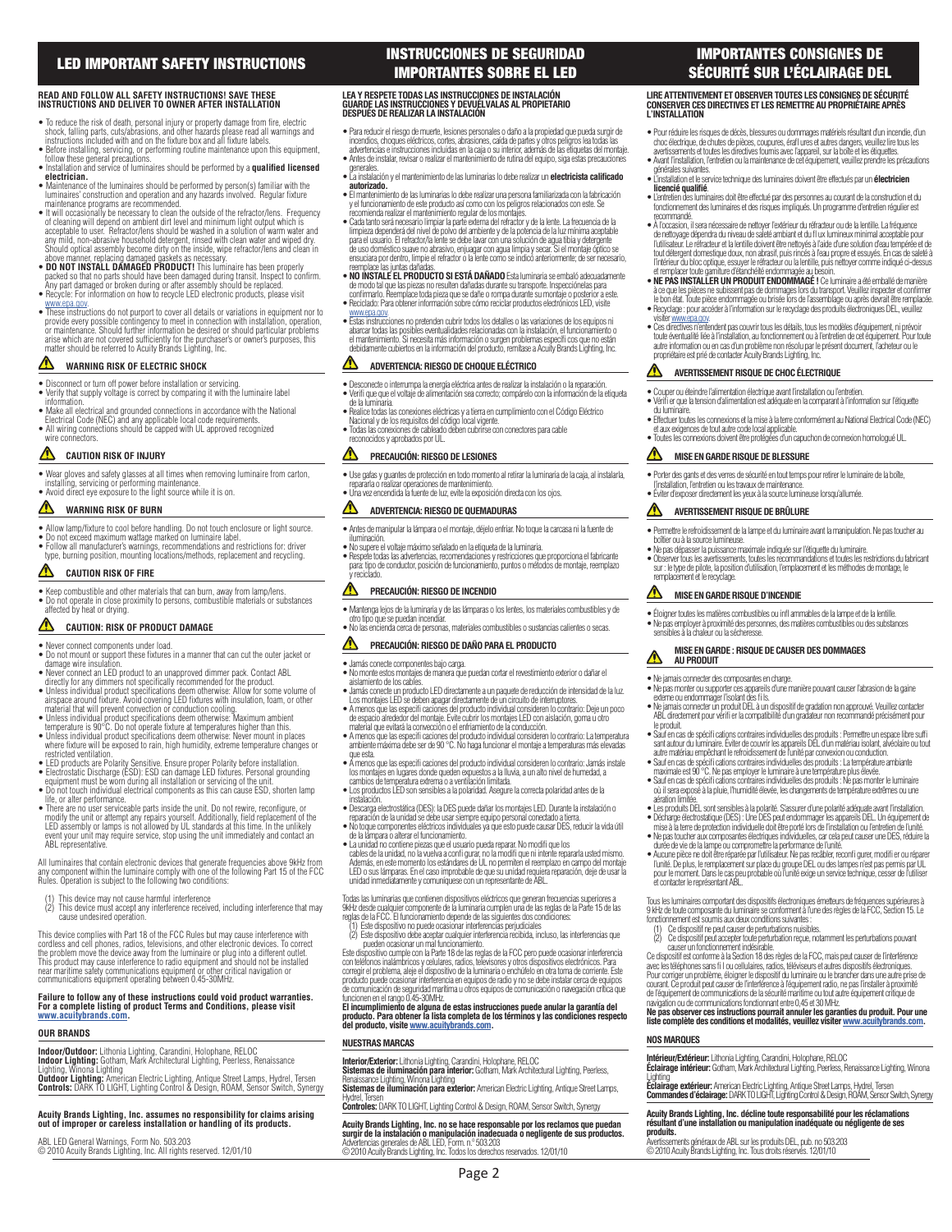# LED IMPORTANT SAFETY INSTRUCTIONS

**READ AND FOLLOW ALL SAFETY INSTRUCTIONS! SAVE THESE INSTRUCTIONS AND DELIVER TO OWNER AFTER INSTALLATION**

- To reduce the risk of death, personal injury or property damage from fire, electric shock, falling parts, cuts/abrasions, and other hazards please read all warnings and instructions included with and on the fixture box and all fixture labels.
- Before installing, servicing, or performing routine maintenance upon this equipment, follow these general precautions.
- Installation and service of luminaires should be performed by a **qualified licensed electrician.**
- Maintenance of the luminaires should be performed by person(s) familiar with the luminaires' construction and operation and any hazards involved. Regular fixture maintenance programs are recommended.
- It will occasionally be necessary to clean the outside of the refractor/lens. Frequency of cleaning will depend on ambient dirt level and minimum light output which is acceptable to user. Refractor/lens should be washed in a solution of warm water and any mild, non-abrasive household detergent, rinsed with clean water and wiped dry. Should optical assembly become dirty on the inside, wipe refractor/lens and clean in above manner, replacing damaged gaskets as necessary.
- **DO NOT INSTALL DAMAGED PRODUCT!** This luminaire has been properly packed so that no parts should have been damaged during transit. Inspect to confirm. Any part damaged or broken during or after assembly should be replaced.
- Recycle: For information on how to recycle LED electronic products, please visit www.epa.gov.
- These instructions do not purport to cover all details or variations in equipment nor to provide every possible contingency to meet in connection with installation, operation, or maintenance. Should further information be desired or should particular problems arise which are not covered sufficiently for the purchaser's or owner's purposes, this matter should be referred to Acuity Brands Lighting, Inc.

## ⚠ WARNING RISK OF ELECTRIC SHOCK

- Disconnect or turn off power before installation or servicing.
- Verify that supply voltage is correct by comparing it with the luminaire label information.
- Make all electrical and grounded connections in accordance with the National Electrical Code (NEC) and any applicable local code requirements.
- All wiring connections should be capped with UL approved recognized wire connectors.

## ⚠ CAUTION RISK OF INJURY

- Wear gloves and safety glasses at all times when removing luminaire from carton, installing, servicing or performing maintenance.
- Avoid direct eye exposure to the light source while it is on.

## ⚠ WARNING RISK OF BURN

- Allow lamp/fixture to cool before handling. Do not touch enclosure or light source.
- Do not exceed maximum wattage marked on luminaire label.
- Follow all manufacturer's warnings, recommendations and restrictions for: driver type, burning position, mounting locations/methods, replacement and recycling.

## ⚠ CAUTION RISK OF FIRE

- Keep combustible and other materials that can burn, away from lamp/lens.
- Do not operate in close proximity to persons, combustible materials or substances affected by heat or drying.

## ⚠ CAUTION: RISK OF PRODUCT DAMAGE

- Never connect components under load.
- Do not mount or support these fixtures in a manner that can cut the outer jacket or damage wire insulation.
- Never connect an LED product to an unapproved dimmer pack. Contact ABL directly for any dimmers not specifically recommended for the product.
- Unless individual product specifications deem otherwise: Allow for some volume of airspace around fixture. Avoid covering LED fixtures with insulation, foam, or other material that will prevent convection or conduction cooling.
- Unless individual product specifications deem otherwise: Maximum ambient temperature is 90°C. Do not operate fixture at temperatures higher than this.
- Unless individual product specifications deem otherwise: Never mount in places where fixture will be exposed to rain, high humidity, extreme temperature changes or restricted ventilation.
- LED products are Polarity Sensitive. Ensure proper Polarity before installation.
- Electrostatic Discharge (ESD): ESD can damage LED fixtures. Personal grounding equipment must be worn during all installation or servicing of the unit.
- Do not touch individual electrical components as this can cause ESD, shorten lamp life, or alter performance.
- There are no user serviceable parts inside the unit. Do not rewire, reconfigure, or modify the unit or attempt any repairs yourself. Additionally, field replacement of the LED assembly or lamps is not allowed by UL standards at this time. In the unlikely event your unit may require service, stop using the unit immediately and contact an ABL representative.

All luminaires that contain electronic devices that generate frequencies above 9kHz from any component within the luminaire comply with one of the following Part 15 of the FCC Rules. Operation is subject to the following two conditions:

(1) This device may not cause harmful interference
(2) This device must accept any interference received, including interference that may cause undesired operation.

This device complies with Part 18 of the FCC Rules but may cause interference with cordless and cell phones, radios, televisions, and other electronic devices. To correct the problem move the device away from the luminaire or plug into a different outlet. This product may cause interference to radio equipment and should not be installed near maritime safety communications equipment or other critical navigation or communications equipment operating between 0.45-30MHz.

**Failure to follow any of these instructions could void product warranties. For a complete listing of product Terms and Conditions, please visit www.acuitybrands.com.**

### OUR BRANDS

**Indoor/Outdoor:** Lithonia Lighting, Carandini, Holophane, RELOC
**Indoor Lighting:** Gotham, Mark Architectural Lighting, Peerless, Renaissance Lighting, Winona Lighting
**Outdoor Lighting:** American Electric Lighting, Antique Street Lamps, Hydrel, Tersen
**Controls:** DARK TO LIGHT, Lighting Control & Design, ROAM, Sensor Switch, Synergy

**Acuity Brands Lighting, Inc. assumes no responsibility for claims arising out of improper or careless installation or handling of its products.**

ABL LED General Warnings, Form No. 503.203
© 2010 Acuity Brands Lighting, Inc. All rights reserved. 12/01/10

# INSTRUCCIONES DE SEGURIDAD IMPORTANTES SOBRE EL LED

**LEA Y RESPETE TODAS LAS INSTRUCCIONES DE INSTALACIÓN GUARDE LAS INSTRUCCIONES Y DEVUÉLVALAS AL PROPIETARIO DESPUÉS DE REALIZAR LA INSTALACIÓN**

- Para reducir el riesgo de muerte, lesiones personales o daño a la propiedad que pueda surgir de incendios, choques eléctricos, cortes, abrasiones, caída de partes y otros peligros lea todas las advertencias e instrucciones incluidas en la caja o su interior, además de las etiquetas del montaje.
- Antes de instalar, revisar o realizar el mantenimiento de rutina del equipo, siga estas precauciones generales.
- La instalación y el mantenimiento de las luminarias lo debe realizar un **electricista calificado autorizado.**
- El mantenimiento de las luminarias lo debe realizar una persona familiarizada con la fabricación y el funcionamiento de este producto así como con los peligros relacionados con este. Se recomienda realizar el mantenimiento regular de los montajes.
- Cada tanto será necesario limpiar la parte externa del refractor y de la lente. La frecuencia de la limpieza dependerá del nivel de polvo del ambiente y de la potencia de la luz mínima aceptable para el usuario. El refractor/la lente se debe lavar con una solución de agua tibia y detergente de uso doméstico suave no abrasivo, enjuagar con agua limpia y secar. Si el montaje óptico se ensuciara por dentro, limpie el refractor o la lente como se indicó anteriormente; de ser necesario, reemplace las juntas dañadas.
- **NO INSTALE EL PRODUCTO SI ESTÁ DAÑADO** Esta luminaria se embaló adecuadamente de modo tal que las piezas no resulten dañadas durante su transporte. Inspecciónelas para confirmarlo. Reemplace toda pieza que se dañe o rompa durante su montaje o posterior a este.
- Reciclado: Para obtener información sobre cómo reciclar productos electrónicos LED, visite www.epa.gov.
- Estas instrucciones no pretenden cubrir todos los detalles o las variaciones de los equipos ni abarcar todas las posibles eventualidades relacionadas con la instalación, el funcionamiento o el mantenimiento. Si necesita más información o surgen problemas específicos que no están debidamente cubiertos en la información del producto, remítase a Acuity Brands Lighting, Inc.

## ⚠ ADVERTENCIA: RIESGO DE CHOQUE ELÉCTRICO

- Desconecte o interrumpa la energía eléctrica antes de realizar la instalación o la reparación.
- Verifique que el voltaje de alimentación sea correcto; compárelo con la información de la etiqueta de la luminaria.
- Realice todas las conexiones eléctricas y a tierra en cumplimiento con el Código Eléctrico Nacional y de los requisitos del código local vigente.
- Todas las conexiones de cableado deben cubrirse con conectores para cable reconocidos y aprobados por UL.

## ⚠ PRECAUCIÓN: RIESGO DE LESIONES

- Use gafas y guantes de protección en todo momento al retirar la luminaria de la caja, al instalarla, repararla o realizar operaciones de mantenimiento.
- Una vez encendida la fuente de luz, evite la exposición directa con los ojos.

## ⚠ ADVERTENCIA: RIESGO DE QUEMADURAS

- Antes de manipular la lámpara o el montaje, déjelo enfriar. No toque la carcasa ni la fuente de iluminación.
- No supere el voltaje máximo señalado en la etiqueta de la luminaria.
- Respete todas las advertencias, recomendaciones y restricciones que proporciona el fabricante para: tipo de conductor, posición de funcionamiento, puntos o métodos de montaje, reemplazo y reciclado.

## ⚠ PRECAUCIÓN: RIESGO DE INCENDIO

- Mantenga lejos de la luminaria y de las lámparas o los lentes, los materiales combustibles y de otro tipo que se puedan incendiar.
- No las encienda cerca de personas, materiales combustibles o sustancias calientes o secas.

## ⚠ PRECAUCIÓN: RIESGO DE DAÑO PARA EL PRODUCTO

- Jamás conecte componentes bajo carga.
- No monte estos montajes de manera que puedan cortar el revestimiento exterior o dañar el aislamiento de los cables.
- Jamás conecte un producto LED directamente a un paquete de reducción de intensidad de la luz. Los montajes LED se deben apagar directamente de un circuito de interruptores.
- A menos que las especificaciones del producto individual consideren lo contrario: Deje un poco de espacio alrededor del montaje. Evite cubrir los montajes LED con aislación, goma u otro material que evitará la convección o el enfriamiento de la conducción.
- A menos que las especificaciones del producto individual consideren lo contrario: La temperatura ambiente máxima debe ser de 90 °C. No haga funcionar el montaje a temperaturas más elevadas que esta.
- A menos que las especificaciones del producto individual consideren lo contrario: Jamás instale los montajes en lugares donde queden expuestos a la lluvia, a un alto nivel de humedad, a cambios de temperatura extrema o a ventilación limitada.
- Los productos LED son sensibles a la polaridad. Asegure la correcta polaridad antes de la instalación.
- Descarga electrostática (DES): la DES puede dañar los montajes LED. Durante la instalación o reparación de la unidad se debe usar siempre equipo personal conectado a tierra.
- No toque componentes eléctricos individuales ya que esto puede causar DES, reducir la vida útil de la lámpara o alterar el funcionamiento.
- La unidad no contiene piezas que el usuario pueda reparar. No modifique los cables de la unidad, no la vuelva a configurar, no la modifique ni intente repararla usted mismo. Además, en este momento los estándares de UL no permiten el reemplazo en campo del montaje LED o sus lámparas. En el caso improbable de que su unidad requiera reparación, deje de usar la unidad inmediatamente y comuníquese con un representante de ABL.

Todas las luminarias que contienen dispositivos eléctricos que generan frecuencias superiores a 9kHz desde cualquier componente de la luminaria cumplen una de las reglas de la Parte 15 de las reglas de la FCC. El funcionamiento depende de las siguientes dos condiciones:

(1) Este dispositivo no puede ocasionar interferencias perjudiciales
(2) Este dispositivo debe aceptar cualquier interferencia recibida, incluso, las interferencias que pueden ocasionar un mal funcionamiento.

Este dispositivo cumple con la Parte 18 de las reglas de la FCC pero puede ocasionar interferencia con teléfonos inalámbricos y celulares, radios, televisores y otros dispositivos electrónicos. Para corregir el problema, aleje el dispositivo de la luminaria o enchúfelo en otra toma de corriente. Este producto puede ocasionar interferencia en equipos de radio y no se debe instalar cerca de equipos de comunicación de seguridad marítima u otros equipos de comunicación o navegación crítica que funcionen en el rango 0.45-30MHz.

**El incumplimiento de alguna de estas instrucciones puede anular la garantía del producto. Para obtener la lista completa de los términos y las condiciones respecto del producto, visite www.acuitybrands.com.**

### NUESTRAS MARCAS

**Interior/Exterior:** Lithonia Lighting, Carandini, Holophane, RELOC
**Sistemas de iluminación para interior:** Gotham, Mark Architectural Lighting, Peerless, Renaissance Lighting, Winona Lighting
**Sistemas de iluminación para exterior:** American Electric Lighting, Antique Street Lamps, Hydrel, Tersen
**Controles:** DARK TO LIGHT, Lighting Control & Design, ROAM, Sensor Switch, Synergy

**Acuity Brands Lighting, Inc. no se hace responsable por los reclamos que puedan surgir de la instalación o manipulación inadecuada o negligente de sus productos.**
Advertencias generales de ABL LED, Form. n.º 503.203
© 2010 Acuity Brands Lighting, Inc. Todos los derechos reservados. 12/01/10

# IMPORTANTES CONSIGNES DE SÉCURITÉ SUR L'ÉCLAIRAGE DEL

**LIRE ATTENTIVEMENT ET OBSERVER TOUTES LES CONSIGNES DE SÉCURITÉ CONSERVER CES DIRECTIVES ET LES REMETTRE AU PROPRIÉTAIRE APRÈS L'INSTALLATION**

- Pour réduire les risques de décès, blessures ou dommages matériels résultant d'un incendie, d'un choc électrique, de chutes de pièces, coupures, érafl ures et autres dangers, veuillez lire tous les avertissements et toutes les directives fournis avec l'appareil, sur la boîte et les étiquettes.
- Avant l'installation, l'entretien ou la maintenance de cet équipement, veuillez prendre les précautions générales suivantes.
- L'installation et le service technique des luminaires doivent être effectués par un **électricien licencié qualifié**.
- L'entretien des luminaires doit être effectué par des personnes au courant de la construction et du fonctionnement des luminaires et des risques impliqués. Un programme d'entretien régulier est recommandé.
- À l'occasion, il sera nécessaire de nettoyer l'extérieur du réfracteur ou de la lentille. La fréquence de nettoyage dépendra du niveau de saleté ambiant et du fl ux lumineux minimal acceptable pour l'utilisateur. Le réfracteur et la lentille doivent être nettoyés à l'aide d'une solution d'eau tempérée et de tout détergent domestique doux, non abrasif, puis rincés à l'eau propre et essuyés. En cas de saleté à l'intérieur du bloc optique, essuyer le réfracteur ou la lentille, puis nettoyer comme indiqué ci-dessus et remplacer toute garniture d'étanchéité endommagée au besoin.
- **NE PAS INSTALLER UN PRODUIT ENDOMMAGÉ !** Ce luminaire a été emballé de manière à ce que les pièces ne subissent pas de dommages lors du transport. Veuillez inspecter et confirmer le bon état. Toute pièce endommagée ou brisée lors de l'assemblage ou après devrait être remplacée.
- Recyclage : pour accéder à l'information sur le recyclage des produits électroniques DEL, veuillez visiter www.epa.gov.
- Ces directives n'entendent pas couvrir tous les détails, tous les modèles d'équipement, ni prévoir toute éventualité liée à l'installation, au fonctionnement ou à l'entretien de cet équipement. Pour toute autre information ou en cas d'un problème non résolu par le présent document, l'acheteur ou le propriétaire est prié de contacter Acuity Brands Lighting, Inc.

## ⚠ AVERTISSEMENT RISQUE DE CHOC ÉLECTRIQUE

- Couper ou éteindre l'alimentation électrique avant l'installation ou l'entretien.
- Vérifier que la tension d'alimentation est adéquate en la comparant à l'information sur l'étiquette du luminaire.
- Effectuer toutes les connexions et la mise à la terre conformément au National Electrical Code (NEC) et aux exigences de tout autre code local applicable.
- Toutes les connexions doivent être protégées d'un capuchon de connexion homologué UL.

## ⚠ MISE EN GARDE RISQUE DE BLESSURE

- Porter des gants et des verres de sécurité en tout temps pour retirer le luminaire de la boîte, l'installation, l'entretien ou les travaux de maintenance.
- Éviter d'exposer directement les yeux à la source lumineuse lorsqu'allumée.

## ⚠ AVERTISSEMENT RISQUE DE BRÛLURE

- Permettre le refroidissement de la lampe et du luminaire avant la manipulation. Ne pas toucher au boîtier ou à la source lumineuse.
- Ne pas dépasser la puissance maximale indiquée sur l'étiquette du luminaire.
- Observer tous les avertissements, toutes les recommandations et toutes les restrictions du fabricant sur : le type de pilote, la position d'utilisation, l'emplacement et les méthodes de montage, le remplacement et le recyclage.

## ⚠ MISE EN GARDE RISQUE D'INCENDIE

- Éloigner toutes les matières combustibles ou infl ammables de la lampe et de la lentille.
- Ne pas employer à proximité des personnes, des matières combustibles ou des substances sensibles à la chaleur ou la sécheresse.

## ⚠ MISE EN GARDE : RISQUE DE CAUSER DES DOMMAGES AU PRODUIT

- Ne jamais connecter des composantes en charge.
- Ne pas monter ou supporter ces appareils d'une manière pouvant causer l'abrasion de la gaine externe ou endommager l'isolant des fi ls.
- Ne jamais connecter un produit DEL à un dispositif de gradation non approuvé. Veuillez contacter ABL directement pour vérifi er la compatibilité d'un gradateur non recommandé précisément pour le produit.
- Sauf en cas de spécifi cations contraires individuelles des produits : Permettre un espace libre suffi sant autour du luminaire. Éviter de couvrir les appareils DEL d'un matériau isolant, alvéolaire ou tout autre matériau empêchant le refroidissement de l'unité par convexion ou conduction.
- Sauf en cas de spécifi cations contraires individuelles des produits : La température ambiante maximale est 90 °C. Ne pas employer le luminaire à une température plus élevée.
- Sauf en cas de spécifi cations contraires individuelles des produits : Ne pas monter le luminaire où il sera exposé à la pluie, l'humidité élevée, les changements de température extrêmes ou une aération limitée.
- Les produits DEL sont sensibles à la polarité. S'assurer d'une polarité adéquate avant l'installation.
- Décharge électrostatique (DES) : Une DES peut endommager les appareils DEL. Un équipement de mise à la terre de protection individuelle doit être porté lors de l'installation ou l'entretien de l'unité.
- Ne pas toucher aux composantes électriques individuelles, car cela peut causer une DES, réduire la durée de vie de la lampe ou compromettre la performance de l'unité.
- Aucune pièce ne doit être réparée par l'utilisateur. Ne pas recâbler, reconfi gurer, modifi er ou réparer l'unité. De plus, le remplacement sur place du groupe DEL ou des lampes n'est pas permis par UL pour le moment. Dans le cas peu probable où l'unité exige un service technique, cesser de l'utiliser et contacter le représentant ABL.

Tous les luminaires comportant des dispositifs électroniques émetteurs de fréquences supérieures à 9 kHz de toute composante du luminaire se conforment à l'une des règles de la FCC, Section 15. Le fonctionnement est soumis aux deux conditions suivantes :

(1) Ce dispositif ne peut causer de perturbations nuisibles.
(2) Ce dispositif peut accepter toute perturbation reçue, notamment les perturbations pouvant causer un fonctionnement indésirable.

Ce dispositif est conforme à la Section 18 des règles de la FCC, mais peut causer de l'interférence avec les téléphones sans fi l ou cellulaires, radios, téléviseurs et autres dispositifs électroniques. Pour corriger un problème, éloigner le dispositif du luminaire ou le brancher dans une autre prise de courant. Ce produit peut causer de l'interférence à l'équipement radio, ne pas l'installer à proximité de l'équipement de communications de la sécurité maritime ou tout autre équipement critique de navigation ou de communications fonctionnant entre 0,45 et 30 MHz.

**Ne pas observer ces instructions pourrait annuler les garanties du produit. Pour une liste complète des conditions et modalités, veuillez visiter www.acuitybrands.com.**

### NOS MARQUES

**Intérieur/Extérieur:** Lithonia Lighting, Carandini, Holophane, RELOC
**Éclairage intérieur:** Gotham, Mark Architectural Lighting, Peerless, Renaissance Lighting, Winona Lighting
**Éclairage extérieur:** American Electric Lighting, Antique Street Lamps, Hydrel, Tersen
**Commandes d'éclairage:** DARK TO LIGHT, Lighting Control & Design, ROAM, Sensor Switch, Synergy

**Acuity Brands Lighting, Inc. décline toute responsabilité pour les réclamations résultant d'une installation ou manipulation inadéquate ou négligente de ses produits.**
Avertissements généraux de ABL sur les produits DEL, pub. no 503.203
© 2010 Acuity Brands Lighting, Inc. Tous droits réservés. 12/01/10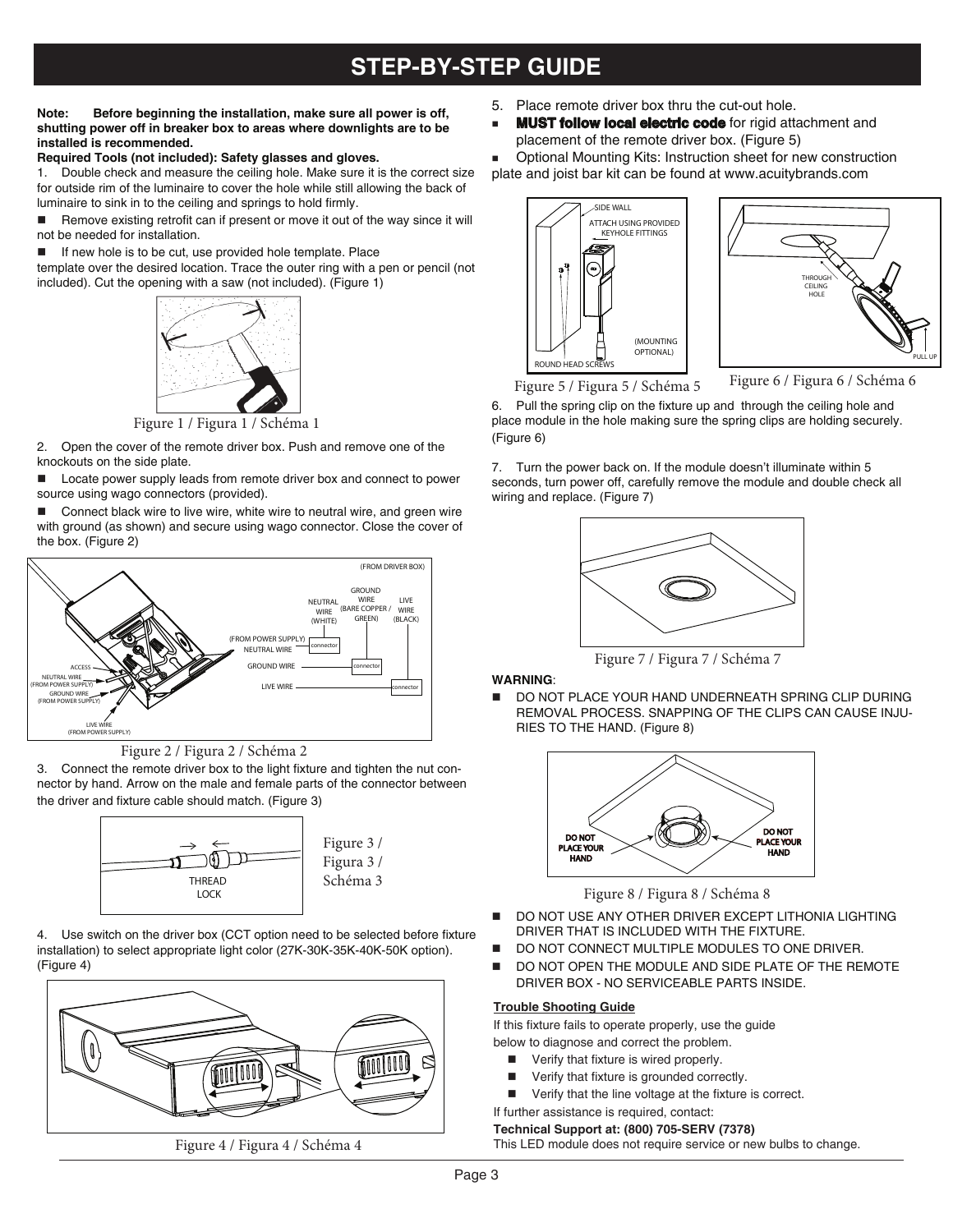# STEP-BY-STEP GUIDE

**Note: Before beginning the installation, make sure all power is off, shutting power off in breaker box to areas where downlights are to be installed is recommended.**

**Required Tools (not included): Safety glasses and gloves.**

1. Double check and measure the ceiling hole. Make sure it is the correct size for outside rim of the luminaire to cover the hole while still allowing the back of luminaire to sink in to the ceiling and springs to hold firmly.

- Remove existing retrofit can if present or move it out of the way since it will not be needed for installation.
- If new hole is to be cut, use provided hole template. Place template over the desired location. Trace the outer ring with a pen or pencil (not included). Cut the opening with a saw (not included). (Figure 1)

Figure 1 / Figura 1 / Schéma 1

2. Open the cover of the remote driver box. Push and remove one of the knockouts on the side plate.

- Locate power supply leads from remote driver box and connect to power source using wago connectors (provided).
- Connect black wire to live wire, white wire to neutral wire, and green wire with ground (as shown) and secure using wago connector. Close the cover of the box. (Figure 2)

Figure 2 / Figura 2 / Schéma 2

3. Connect the remote driver box to the light fixture and tighten the nut connector by hand. Arrow on the male and female parts of the connector between the driver and fixture cable should match. (Figure 3)

Figure 3 / Figura 3 / Schéma 3

4. Use switch on the driver box (CCT option need to be selected before fixture installation) to select appropriate light color (27K-30K-35K-40K-50K option). (Figure 4)

Figure 4 / Figura 4 / Schéma 4

5. Place remote driver box thru the cut-out hole.

- **MUST follow local electric code** for rigid attachment and placement of the remote driver box. (Figure 5)
- Optional Mounting Kits: Instruction sheet for new construction plate and joist bar kit can be found at www.acuitybrands.com

Figure 5 / Figura 5 / Schéma 5

Figure 6 / Figura 6 / Schéma 6

6. Pull the spring clip on the fixture up and through the ceiling hole and place module in the hole making sure the spring clips are holding securely. (Figure 6)

7. Turn the power back on. If the module doesn't illuminate within 5 seconds, turn power off, carefully remove the module and double check all wiring and replace. (Figure 7)

Figure 7 / Figura 7 / Schéma 7

**WARNING**:

- DO NOT PLACE YOUR HAND UNDERNEATH SPRING CLIP DURING REMOVAL PROCESS. SNAPPING OF THE CLIPS CAN CAUSE INJURIES TO THE HAND. (Figure 8)

Figure 8 / Figura 8 / Schéma 8

- DO NOT USE ANY OTHER DRIVER EXCEPT LITHONIA LIGHTING DRIVER THAT IS INCLUDED WITH THE FIXTURE.
- DO NOT CONNECT MULTIPLE MODULES TO ONE DRIVER.
- DO NOT OPEN THE MODULE AND SIDE PLATE OF THE REMOTE DRIVER BOX - NO SERVICEABLE PARTS INSIDE.

### Trouble Shooting Guide

If this fixture fails to operate properly, use the guide below to diagnose and correct the problem.

- Verify that fixture is wired properly.
- Verify that fixture is grounded correctly.
- Verify that the line voltage at the fixture is correct.

If further assistance is required, contact:

**Technical Support at: (800) 705-SERV (7378)**

This LED module does not require service or new bulbs to change.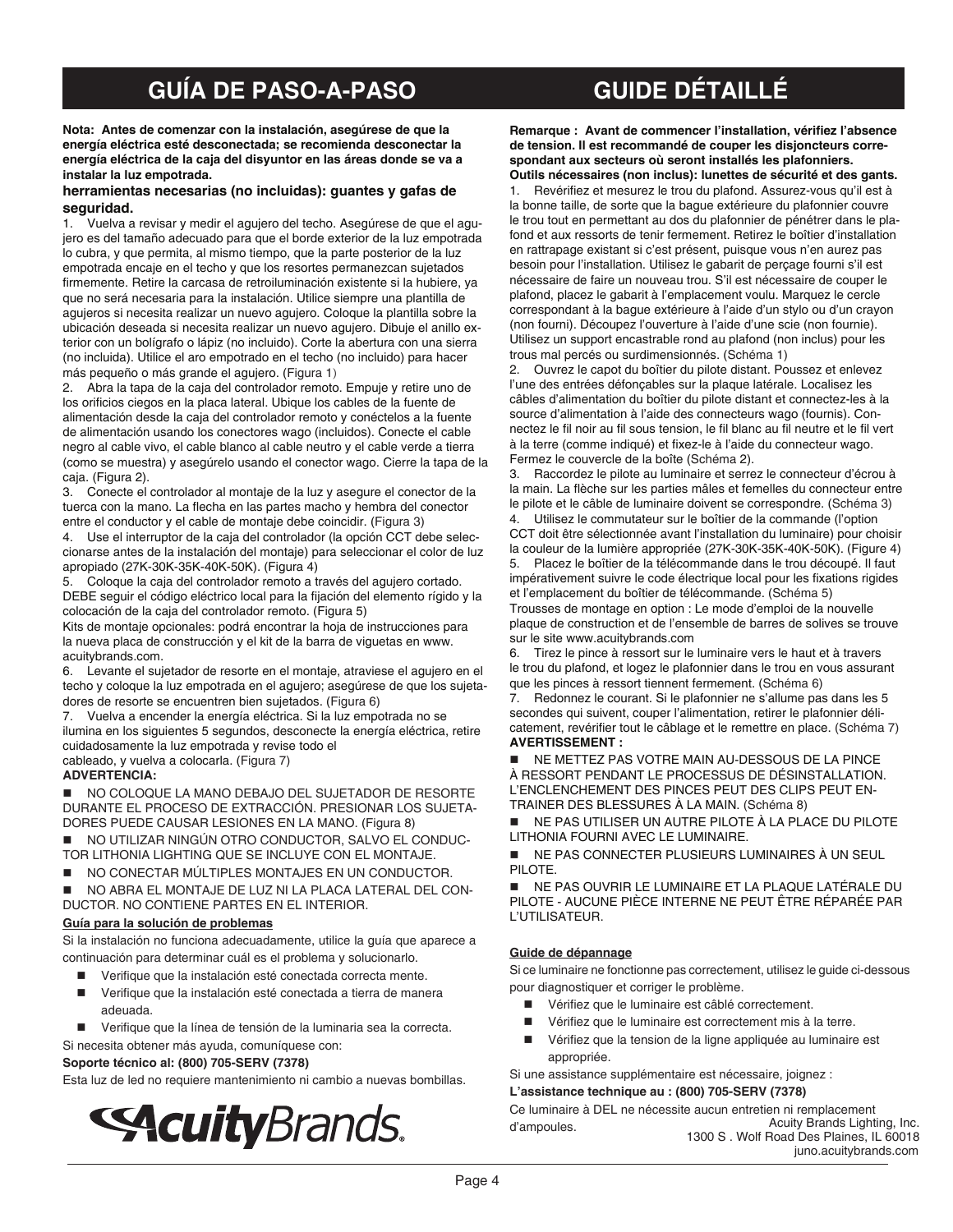# GUÍA DE PASO-A-PASO

**Nota: Antes de comenzar con la instalación, asegúrese de que la energía eléctrica esté desconectada; se recomienda desconectar la energía eléctrica de la caja del disyuntor en las áreas donde se va a instalar la luz empotrada.**

**herramientas necesarias (no incluidas): guantes y gafas de seguridad.**

1. Vuelva a revisar y medir el agujero del techo. Asegúrese de que el agujero es del tamaño adecuado para que el borde exterior de la luz empotrada lo cubra, y que permita, al mismo tiempo, que la parte posterior de la luz empotrada encaje en el techo y que los resortes permanezcan sujetados firmemente. Retire la carcasa de retroiluminación existente si la hubiere, ya que no será necesaria para la instalación. Utilice siempre una plantilla de agujeros si necesita realizar un nuevo agujero. Coloque la plantilla sobre la ubicación deseada si necesita realizar un nuevo agujero. Dibuje el anillo exterior con un bolígrafo o lápiz (no incluido). Corte la abertura con una sierra (no incluida). Utilice el aro empotrado en el techo (no incluido) para hacer más pequeño o más grande el agujero. (Figura 1)
2. Abra la tapa de la caja del controlador remoto. Empuje y retire uno de los orificios ciegos en la placa lateral. Ubique los cables de la fuente de alimentación desde la caja del controlador remoto y conéctelos a la fuente de alimentación usando los conectores wago (incluidos). Conecte el cable negro al cable vivo, el cable blanco al cable neutro y el cable verde a tierra (como se muestra) y asegúrelo usando el conector wago. Cierre la tapa de la caja. (Figura 2).
3. Conecte el controlador al montaje de la luz y asegure el conector de la tuerca con la mano. La flecha en las partes macho y hembra del conector entre el conductor y el cable de montaje debe coincidir. (Figura 3)
4. Use el interruptor de la caja del controlador (la opción CCT debe seleccionarse antes de la instalación del montaje) para seleccionar el color de luz apropiado (27K-30K-35K-40K-50K). (Figura 4)
5. Coloque la caja del controlador remoto a través del agujero cortado. DEBE seguir el código eléctrico local para la fijación del elemento rígido y la colocación de la caja del controlador remoto. (Figura 5)

Kits de montaje opcionales: podrá encontrar la hoja de instrucciones para la nueva placa de construcción y el kit de la barra de viguetas en www.acuitybrands.com.

6. Levante el sujetador de resorte en el montaje, atraviese el agujero en el techo y coloque la luz empotrada en el agujero; asegúrese de que los sujetadores de resorte se encuentren bien sujetados. (Figura 6)
7. Vuelva a encender la energía eléctrica. Si la luz empotrada no se ilumina en los siguientes 5 segundos, desconecte la energía eléctrica, retire cuidadosamente la luz empotrada y revise todo el cableado, y vuelva a colocarla. (Figura 7)

**ADVERTENCIA:**

- NO COLOQUE LA MANO DEBAJO DEL SUJETADOR DE RESORTE DURANTE EL PROCESO DE EXTRACCIÓN. PRESIONAR LOS SUJETADORES PUEDE CAUSAR LESIONES EN LA MANO. (Figura 8)
- NO UTILIZAR NINGÚN OTRO CONDUCTOR, SALVO EL CONDUCTOR LITHONIA LIGHTING QUE SE INCLUYE CON EL MONTAJE.
- NO CONECTAR MÚLTIPLES MONTAJES EN UN CONDUCTOR.
- NO ABRA EL MONTAJE DE LUZ NI LA PLACA LATERAL DEL CONDUCTOR. NO CONTIENE PARTES EN EL INTERIOR.

**Guía para la solución de problemas**

Si la instalación no funciona adecuadamente, utilice la guía que aparece a continuación para determinar cuál es el problema y solucionarlo.

- Verifique que la instalación esté conectada correcta mente.
- Verifique que la instalación esté conectada a tierra de manera adeuada.
- Verifique que la línea de tensión de la luminaria sea la correcta.

Si necesita obtener más ayuda, comuníquese con:

**Soporte técnico al: (800) 705-SERV (7378)**

Esta luz de led no requiere mantenimiento ni cambio a nuevas bombillas.

AcuityBrands.

# GUIDE DÉTAILLÉ

**Remarque : Avant de commencer l'installation, vérifiez l'absence de tension. Il est recommandé de couper les disjoncteurs correspondant aux secteurs où seront installés les plafonniers.**

**Outils nécessaires (non inclus): lunettes de sécurité et des gants.**

1. Revérifiez et mesurez le trou du plafond. Assurez-vous qu'il est à la bonne taille, de sorte que la bague extérieure du plafonnier couvre le trou tout en permettant au dos du plafonnier de pénétrer dans le plafond et aux ressorts de tenir fermement. Retirez le boîtier d'installation en rattrapage existant si c'est présent, puisque vous n'en aurez pas besoin pour l'installation. Utilisez le gabarit de perçage fourni s'il est nécessaire de faire un nouveau trou. S'il est nécessaire de couper le plafond, placez le gabarit à l'emplacement voulu. Marquez le cercle correspondant à la bague extérieure à l'aide d'un stylo ou d'un crayon (non fourni). Découpez l'ouverture à l'aide d'une scie (non fournie). Utilisez un support encastrable rond au plafond (non inclus) pour les trous mal percés ou surdimensionnés. (Schéma 1)
2. Ouvrez le capot du boîtier du pilote distant. Poussez et enlevez l'une des entrées défonçables sur la plaque latérale. Localisez les câbles d'alimentation du boîtier du pilote distant et connectez-les à la source d'alimentation à l'aide des connecteurs wago (fournis). Connectez le fil noir au fil sous tension, le fil blanc au fil neutre et le fil vert à la terre (comme indiqué) et fixez-le à l'aide du connecteur wago. Fermez le couvercle de la boîte (Schéma 2).
3. Raccordez le pilote au luminaire et serrez le connecteur d'écrou à la main. La flèche sur les parties mâles et femelles du connecteur entre le pilote et le câble de luminaire doivent se correspondre. (Schéma 3)
4. Utilisez le commutateur sur le boîtier de la commande (l'option CCT doit être sélectionnée avant l'installation du luminaire) pour choisir la couleur de la lumière appropriée (27K-30K-35K-40K-50K). (Figure 4)
5. Placez le boîtier de la télécommande dans le trou découpé. Il faut impérativement suivre le code électrique local pour les fixations rigides et l'emplacement du boîtier de télécommande. (Schéma 5)

Trousses de montage en option : Le mode d'emploi de la nouvelle plaque de construction et de l'ensemble de barres de solives se trouve sur le site www.acuitybrands.com

6. Tirez le pince à ressort sur le luminaire vers le haut et à travers le trou du plafond, et logez le plafonnier dans le trou en vous assurant que les pinces à ressort tiennent fermement. (Schéma 6)
7. Redonnez le courant. Si le plafonnier ne s'allume pas dans les 5 secondes qui suivent, couper l'alimentation, retirer le plafonnier délicatement, revérifier tout le câblage et le remettre en place. (Schéma 7)

**AVERTISSEMENT :**

- NE METTEZ PAS VOTRE MAIN AU-DESSOUS DE LA PINCE À RESSORT PENDANT LE PROCESSUS DE DÉSINSTALLATION. L'ENCLENCHEMENT DES PINCES PEUT DES CLIPS PEUT ENTRAINER DES BLESSURES À LA MAIN. (Schéma 8)
- NE PAS UTILISER UN AUTRE PILOTE À LA PLACE DU PILOTE LITHONIA FOURNI AVEC LE LUMINAIRE.
- NE PAS CONNECTER PLUSIEURS LUMINAIRES À UN SEUL PILOTE.
- NE PAS OUVRIR LE LUMINAIRE ET LA PLAQUE LATÉRALE DU PILOTE - AUCUNE PIÈCE INTERNE NE PEUT ÊTRE RÉPARÉE PAR L'UTILISATEUR.

**Guide de dépannage**

Si ce luminaire ne fonctionne pas correctement, utilisez le guide ci-dessous pour diagnostiquer et corriger le problème.

- Vérifiez que le luminaire est câblé correctement.
- Vérifiez que le luminaire est correctement mis à la terre.
- Vérifiez que la tension de la ligne appliquée au luminaire est appropriée.

Si une assistance supplémentaire est nécessaire, joignez :

**L'assistance technique au : (800) 705-SERV (7378)**

Ce luminaire à DEL ne nécessite aucun entretien ni remplacement d'ampoules.

Acuity Brands Lighting, Inc.
1300 S . Wolf Road Des Plaines, IL 60018
juno.acuitybrands.com